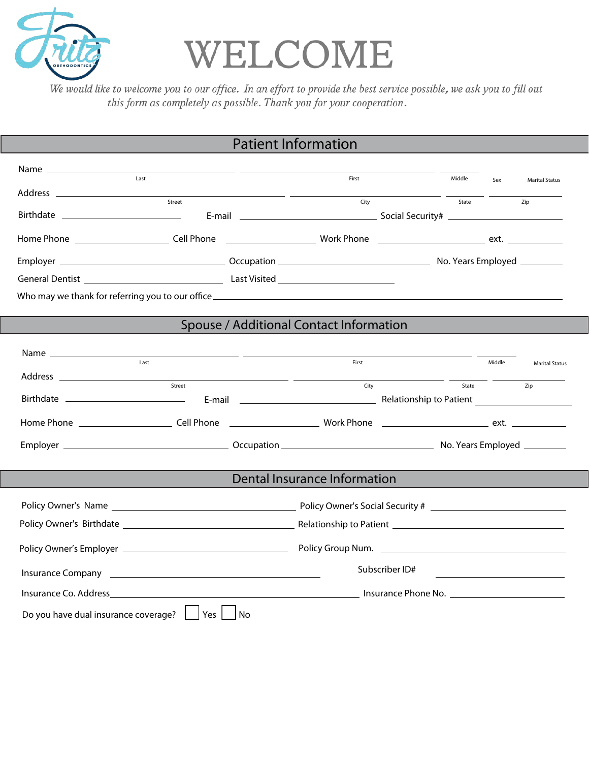# WELCOME

*We would like to welcome you to our office. In an effort to provide the best service possible, we ask you to fill out this form as completely as possible. Thank you for your cooperation.*

## Patient Information

Name ______________________ ______________________ ________
Last First Middle Sex Marital Status

Address ______________________ ______________________ ________ ________
Street City State Zip

Birthdate ______________ E-mail ______________ Social Security# ______________

Home Phone ____________ Cell Phone ____________ Work Phone ____________ ext. ______

Employer ______________ Occupation ______________ No. Years Employed ______

General Dentist ______________ Last Visited ______________

Who may we thank for referring you to our office ______________________________

## Spouse / Additional Contact Information

Name ______________________ ______________________ ________
Last First Middle Marital Status

Address ______________________ ______________________ ________ ________
Street City State Zip

Birthdate ______________ E-mail ______________ Relationship to Patient ______________

Home Phone ____________ Cell Phone ____________ Work Phone ____________ ext. ______

Employer ______________ Occupation ______________ No. Years Employed ______

## Dental Insurance Information

Policy Owner's Name ______________ Policy Owner's Social Security # ______________

Policy Owner's Birthdate ______________ Relationship to Patient ______________

Policy Owner's Employer ______________ Policy Group Num. ______________

Insurance Company ______________ Subscriber ID# ______________

Insurance Co. Address ______________ Insurance Phone No. ______________

Do you have dual insurance coverage? ☐ Yes ☐ No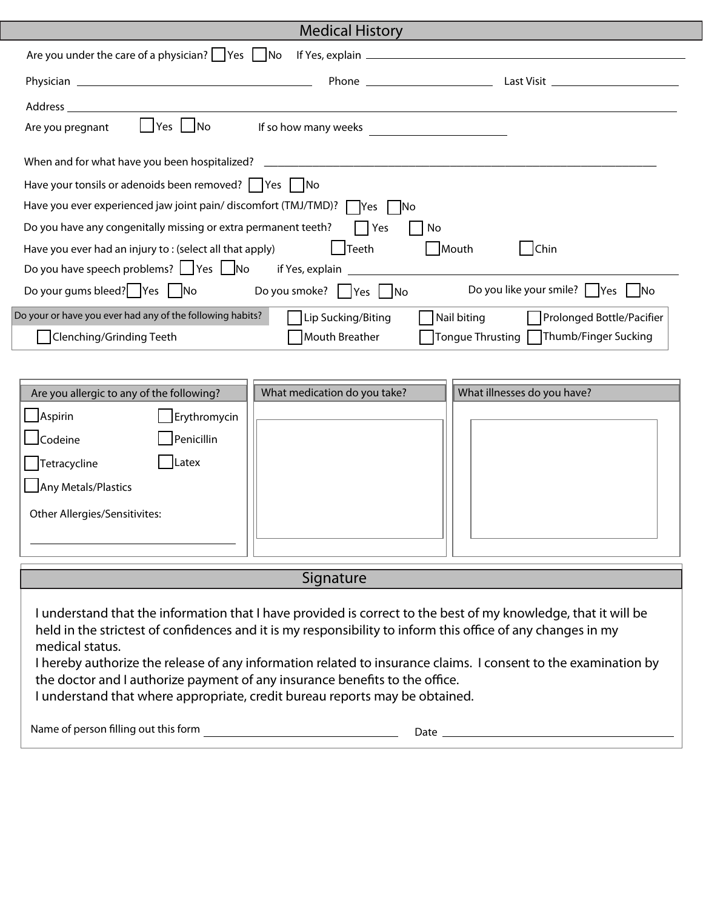## Medical History

Are you under the care of a physician? ☐ Yes ☐ No If Yes, explain ______________________

Physician ______________________ Phone ______________________ Last Visit ______________________

Address ______________________

Are you pregnant ☐ Yes ☐ No If so how many weeks ______________________

When and for what have you been hospitalized? ______________________

Have your tonsils or adenoids been removed? ☐ Yes ☐ No

Have you ever experienced jaw joint pain/ discomfort (TMJ/TMD)? ☐ Yes ☐ No

Do you have any congenitally missing or extra permanent teeth? ☐ Yes ☐ No

Have you ever had an injury to : (select all that apply) ☐ Teeth ☐ Mouth ☐ Chin

Do you have speech problems? ☐ Yes ☐ No if Yes, explain ______________________

Do your gums bleed? ☐ Yes ☐ No Do you smoke? ☐ Yes ☐ No Do you like your smile? ☐ Yes ☐ No

Do your or have you ever had any of the following habits?

☐ Lip Sucking/Biting ☐ Nail biting ☐ Prolonged Bottle/Pacifier

☐ Clenching/Grinding Teeth ☐ Mouth Breather ☐ Tongue Thrusting ☐ Thumb/Finger Sucking

### Are you allergic to any of the following?

☐ Aspirin ☐ Erythromycin

☐ Codeine ☐ Penicillin

☐ Tetracycline ☐ Latex

☐ Any Metals/Plastics

Other Allergies/Sensitivites:

______________________

### What medication do you take?

### What illnesses do you have?

## Signature

I understand that the information that I have provided is correct to the best of my knowledge, that it will be held in the strictest of confidences and it is my responsibility to inform this office of any changes in my medical status.

I hereby authorize the release of any information related to insurance claims. I consent to the examination by the doctor and I authorize payment of any insurance benefits to the office.

I understand that where appropriate, credit bureau reports may be obtained.

Name of person filling out this form ______________________ Date ______________________